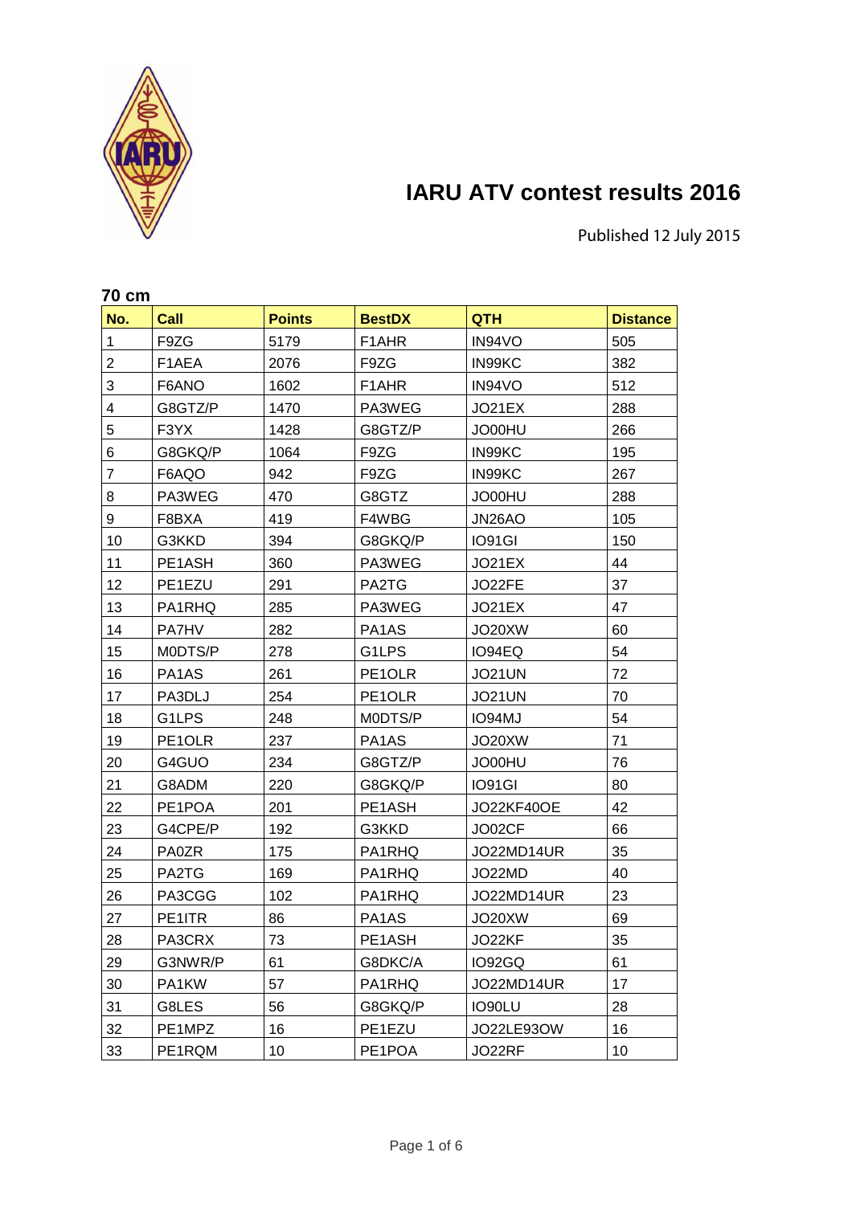# IARU ATV contest results 2016

Published 12 July 2015

## 70 cm

| No. | Call | Points | BestDX | QTH | Distance |
|---|---|---|---|---|---|
| 1 | F9ZG | 5179 | F1AHR | IN94VO | 505 |
| 2 | F1AEA | 2076 | F9ZG | IN99KC | 382 |
| 3 | F6ANO | 1602 | F1AHR | IN94VO | 512 |
| 4 | G8GTZ/P | 1470 | PA3WEG | JO21EX | 288 |
| 5 | F3YX | 1428 | G8GTZ/P | JO00HU | 266 |
| 6 | G8GKQ/P | 1064 | F9ZG | IN99KC | 195 |
| 7 | F6AQO | 942 | F9ZG | IN99KC | 267 |
| 8 | PA3WEG | 470 | G8GTZ | JO00HU | 288 |
| 9 | F8BXA | 419 | F4WBG | JN26AO | 105 |
| 10 | G3KKD | 394 | G8GKQ/P | IO91GI | 150 |
| 11 | PE1ASH | 360 | PA3WEG | JO21EX | 44 |
| 12 | PE1EZU | 291 | PA2TG | JO22FE | 37 |
| 13 | PA1RHQ | 285 | PA3WEG | JO21EX | 47 |
| 14 | PA7HV | 282 | PA1AS | JO20XW | 60 |
| 15 | M0DTS/P | 278 | G1LPS | IO94EQ | 54 |
| 16 | PA1AS | 261 | PE1OLR | JO21UN | 72 |
| 17 | PA3DLJ | 254 | PE1OLR | JO21UN | 70 |
| 18 | G1LPS | 248 | M0DTS/P | IO94MJ | 54 |
| 19 | PE1OLR | 237 | PA1AS | JO20XW | 71 |
| 20 | G4GUO | 234 | G8GTZ/P | JO00HU | 76 |
| 21 | G8ADM | 220 | G8GKQ/P | IO91GI | 80 |
| 22 | PE1POA | 201 | PE1ASH | JO22KF40OE | 42 |
| 23 | G4CPE/P | 192 | G3KKD | JO02CF | 66 |
| 24 | PA0ZR | 175 | PA1RHQ | JO22MD14UR | 35 |
| 25 | PA2TG | 169 | PA1RHQ | JO22MD | 40 |
| 26 | PA3CGG | 102 | PA1RHQ | JO22MD14UR | 23 |
| 27 | PE1ITR | 86 | PA1AS | JO20XW | 69 |
| 28 | PA3CRX | 73 | PE1ASH | JO22KF | 35 |
| 29 | G3NWR/P | 61 | G8DKC/A | IO92GQ | 61 |
| 30 | PA1KW | 57 | PA1RHQ | JO22MD14UR | 17 |
| 31 | G8LES | 56 | G8GKQ/P | IO90LU | 28 |
| 32 | PE1MPZ | 16 | PE1EZU | JO22LE93OW | 16 |
| 33 | PE1RQM | 10 | PE1POA | JO22RF | 10 |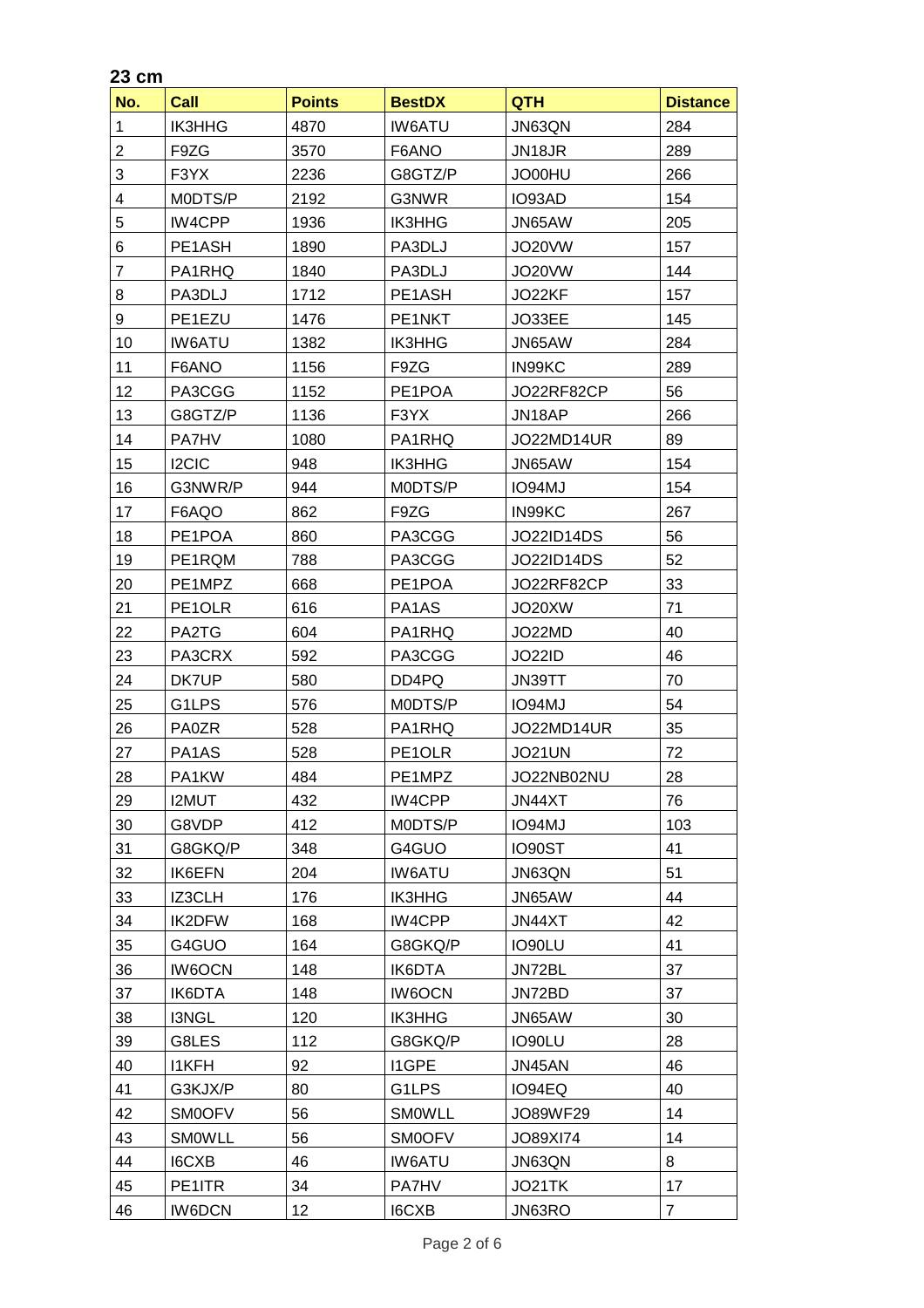## 23 cm

| No. | Call | Points | BestDX | QTH | Distance |
|---|---|---|---|---|---|
| 1 | IK3HHG | 4870 | IW6ATU | JN63QN | 284 |
| 2 | F9ZG | 3570 | F6ANO | JN18JR | 289 |
| 3 | F3YX | 2236 | G8GTZ/P | JO00HU | 266 |
| 4 | M0DTS/P | 2192 | G3NWR | IO93AD | 154 |
| 5 | IW4CPP | 1936 | IK3HHG | JN65AW | 205 |
| 6 | PE1ASH | 1890 | PA3DLJ | JO20VW | 157 |
| 7 | PA1RHQ | 1840 | PA3DLJ | JO20VW | 144 |
| 8 | PA3DLJ | 1712 | PE1ASH | JO22KF | 157 |
| 9 | PE1EZU | 1476 | PE1NKT | JO33EE | 145 |
| 10 | IW6ATU | 1382 | IK3HHG | JN65AW | 284 |
| 11 | F6ANO | 1156 | F9ZG | IN99KC | 289 |
| 12 | PA3CGG | 1152 | PE1POA | JO22RF82CP | 56 |
| 13 | G8GTZ/P | 1136 | F3YX | JN18AP | 266 |
| 14 | PA7HV | 1080 | PA1RHQ | JO22MD14UR | 89 |
| 15 | I2CIC | 948 | IK3HHG | JN65AW | 154 |
| 16 | G3NWR/P | 944 | M0DTS/P | IO94MJ | 154 |
| 17 | F6AQO | 862 | F9ZG | IN99KC | 267 |
| 18 | PE1POA | 860 | PA3CGG | JO22ID14DS | 56 |
| 19 | PE1RQM | 788 | PA3CGG | JO22ID14DS | 52 |
| 20 | PE1MPZ | 668 | PE1POA | JO22RF82CP | 33 |
| 21 | PE1OLR | 616 | PA1AS | JO20XW | 71 |
| 22 | PA2TG | 604 | PA1RHQ | JO22MD | 40 |
| 23 | PA3CRX | 592 | PA3CGG | JO22ID | 46 |
| 24 | DK7UP | 580 | DD4PQ | JN39TT | 70 |
| 25 | G1LPS | 576 | M0DTS/P | IO94MJ | 54 |
| 26 | PA0ZR | 528 | PA1RHQ | JO22MD14UR | 35 |
| 27 | PA1AS | 528 | PE1OLR | JO21UN | 72 |
| 28 | PA1KW | 484 | PE1MPZ | JO22NB02NU | 28 |
| 29 | I2MUT | 432 | IW4CPP | JN44XT | 76 |
| 30 | G8VDP | 412 | M0DTS/P | IO94MJ | 103 |
| 31 | G8GKQ/P | 348 | G4GUO | IO90ST | 41 |
| 32 | IK6EFN | 204 | IW6ATU | JN63QN | 51 |
| 33 | IZ3CLH | 176 | IK3HHG | JN65AW | 44 |
| 34 | IK2DFW | 168 | IW4CPP | JN44XT | 42 |
| 35 | G4GUO | 164 | G8GKQ/P | IO90LU | 41 |
| 36 | IW6OCN | 148 | IK6DTA | JN72BL | 37 |
| 37 | IK6DTA | 148 | IW6OCN | JN72BD | 37 |
| 38 | I3NGL | 120 | IK3HHG | JN65AW | 30 |
| 39 | G8LES | 112 | G8GKQ/P | IO90LU | 28 |
| 40 | I1KFH | 92 | I1GPE | JN45AN | 46 |
| 41 | G3KJX/P | 80 | G1LPS | IO94EQ | 40 |
| 42 | SM0OFV | 56 | SM0WLL | JO89WF29 | 14 |
| 43 | SM0WLL | 56 | SM0OFV | JO89XI74 | 14 |
| 44 | I6CXB | 46 | IW6ATU | JN63QN | 8 |
| 45 | PE1ITR | 34 | PA7HV | JO21TK | 17 |
| 46 | IW6DCN | 12 | I6CXB | JN63RO | 7 |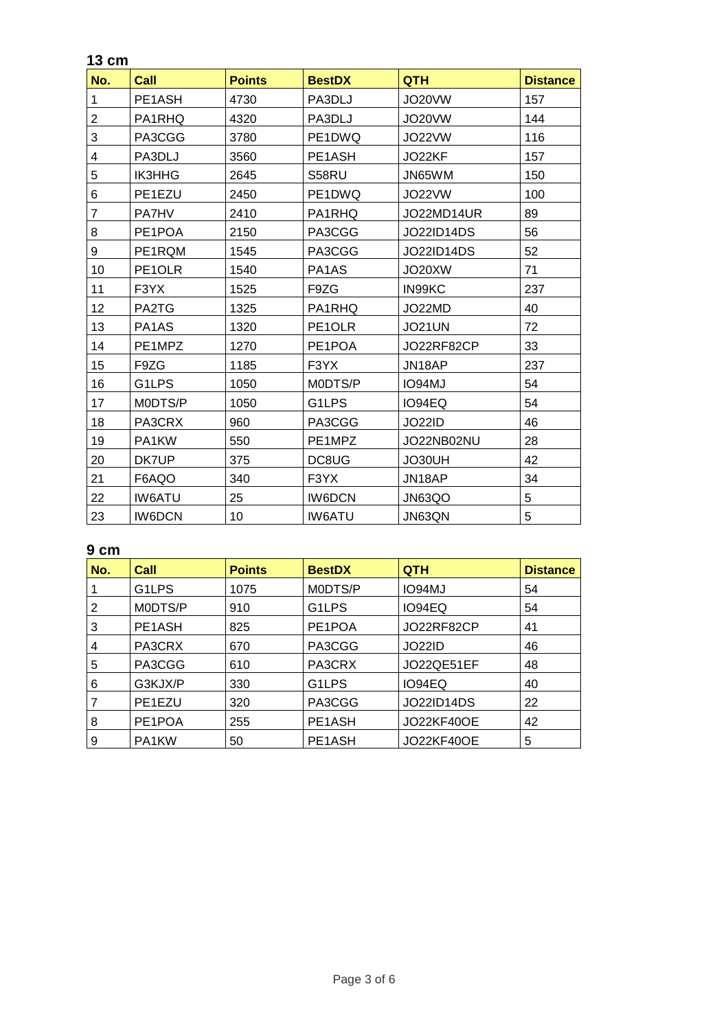## 13 cm

| No. | Call | Points | BestDX | QTH | Distance |
|---|---|---|---|---|---|
| 1 | PE1ASH | 4730 | PA3DLJ | JO20VW | 157 |
| 2 | PA1RHQ | 4320 | PA3DLJ | JO20VW | 144 |
| 3 | PA3CGG | 3780 | PE1DWQ | JO22VW | 116 |
| 4 | PA3DLJ | 3560 | PE1ASH | JO22KF | 157 |
| 5 | IK3HHG | 2645 | S58RU | JN65WM | 150 |
| 6 | PE1EZU | 2450 | PE1DWQ | JO22VW | 100 |
| 7 | PA7HV | 2410 | PA1RHQ | JO22MD14UR | 89 |
| 8 | PE1POA | 2150 | PA3CGG | JO22ID14DS | 56 |
| 9 | PE1RQM | 1545 | PA3CGG | JO22ID14DS | 52 |
| 10 | PE1OLR | 1540 | PA1AS | JO20XW | 71 |
| 11 | F3YX | 1525 | F9ZG | IN99KC | 237 |
| 12 | PA2TG | 1325 | PA1RHQ | JO22MD | 40 |
| 13 | PA1AS | 1320 | PE1OLR | JO21UN | 72 |
| 14 | PE1MPZ | 1270 | PE1POA | JO22RF82CP | 33 |
| 15 | F9ZG | 1185 | F3YX | JN18AP | 237 |
| 16 | G1LPS | 1050 | M0DTS/P | IO94MJ | 54 |
| 17 | M0DTS/P | 1050 | G1LPS | IO94EQ | 54 |
| 18 | PA3CRX | 960 | PA3CGG | JO22ID | 46 |
| 19 | PA1KW | 550 | PE1MPZ | JO22NB02NU | 28 |
| 20 | DK7UP | 375 | DC8UG | JO30UH | 42 |
| 21 | F6AQO | 340 | F3YX | JN18AP | 34 |
| 22 | IW6ATU | 25 | IW6DCN | JN63QO | 5 |
| 23 | IW6DCN | 10 | IW6ATU | JN63QN | 5 |

## 9 cm

| No. | Call | Points | BestDX | QTH | Distance |
|---|---|---|---|---|---|
| 1 | G1LPS | 1075 | M0DTS/P | IO94MJ | 54 |
| 2 | M0DTS/P | 910 | G1LPS | IO94EQ | 54 |
| 3 | PE1ASH | 825 | PE1POA | JO22RF82CP | 41 |
| 4 | PA3CRX | 670 | PA3CGG | JO22ID | 46 |
| 5 | PA3CGG | 610 | PA3CRX | JO22QE51EF | 48 |
| 6 | G3KJX/P | 330 | G1LPS | IO94EQ | 40 |
| 7 | PE1EZU | 320 | PA3CGG | JO22ID14DS | 22 |
| 8 | PE1POA | 255 | PE1ASH | JO22KF40OE | 42 |
| 9 | PA1KW | 50 | PE1ASH | JO22KF40OE | 5 |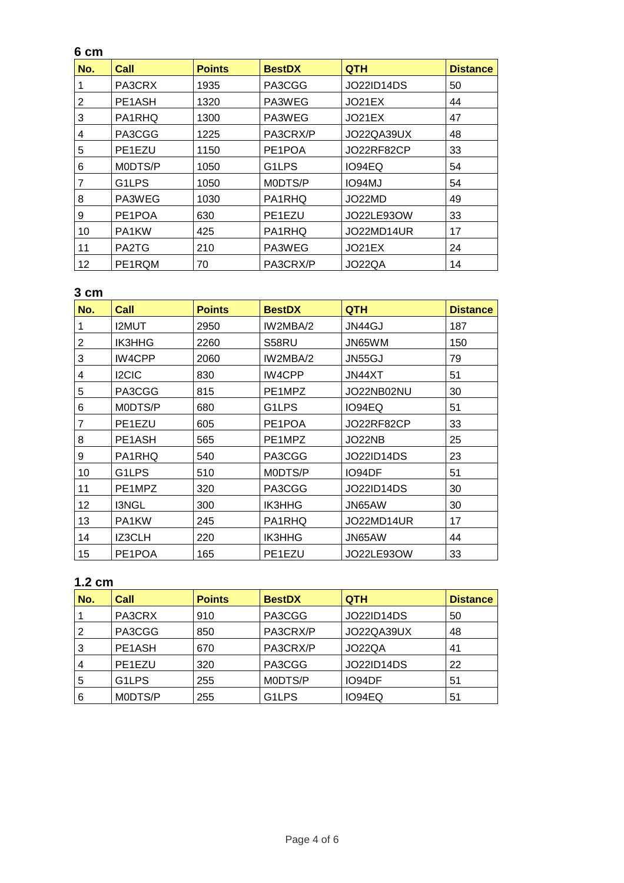## 6 cm

| No. | Call | Points | BestDX | QTH | Distance |
|---|---|---|---|---|---|
| 1 | PA3CRX | 1935 | PA3CGG | JO22ID14DS | 50 |
| 2 | PE1ASH | 1320 | PA3WEG | JO21EX | 44 |
| 3 | PA1RHQ | 1300 | PA3WEG | JO21EX | 47 |
| 4 | PA3CGG | 1225 | PA3CRX/P | JO22QA39UX | 48 |
| 5 | PE1EZU | 1150 | PE1POA | JO22RF82CP | 33 |
| 6 | M0DTS/P | 1050 | G1LPS | IO94EQ | 54 |
| 7 | G1LPS | 1050 | M0DTS/P | IO94MJ | 54 |
| 8 | PA3WEG | 1030 | PA1RHQ | JO22MD | 49 |
| 9 | PE1POA | 630 | PE1EZU | JO22LE93OW | 33 |
| 10 | PA1KW | 425 | PA1RHQ | JO22MD14UR | 17 |
| 11 | PA2TG | 210 | PA3WEG | JO21EX | 24 |
| 12 | PE1RQM | 70 | PA3CRX/P | JO22QA | 14 |

## 3 cm

| No. | Call | Points | BestDX | QTH | Distance |
|---|---|---|---|---|---|
| 1 | I2MUT | 2950 | IW2MBA/2 | JN44GJ | 187 |
| 2 | IK3HHG | 2260 | S58RU | JN65WM | 150 |
| 3 | IW4CPP | 2060 | IW2MBA/2 | JN55GJ | 79 |
| 4 | I2CIC | 830 | IW4CPP | JN44XT | 51 |
| 5 | PA3CGG | 815 | PE1MPZ | JO22NB02NU | 30 |
| 6 | M0DTS/P | 680 | G1LPS | IO94EQ | 51 |
| 7 | PE1EZU | 605 | PE1POA | JO22RF82CP | 33 |
| 8 | PE1ASH | 565 | PE1MPZ | JO22NB | 25 |
| 9 | PA1RHQ | 540 | PA3CGG | JO22ID14DS | 23 |
| 10 | G1LPS | 510 | M0DTS/P | IO94DF | 51 |
| 11 | PE1MPZ | 320 | PA3CGG | JO22ID14DS | 30 |
| 12 | I3NGL | 300 | IK3HHG | JN65AW | 30 |
| 13 | PA1KW | 245 | PA1RHQ | JO22MD14UR | 17 |
| 14 | IZ3CLH | 220 | IK3HHG | JN65AW | 44 |
| 15 | PE1POA | 165 | PE1EZU | JO22LE93OW | 33 |

## 1.2 cm

| No. | Call | Points | BestDX | QTH | Distance |
|---|---|---|---|---|---|
| 1 | PA3CRX | 910 | PA3CGG | JO22ID14DS | 50 |
| 2 | PA3CGG | 850 | PA3CRX/P | JO22QA39UX | 48 |
| 3 | PE1ASH | 670 | PA3CRX/P | JO22QA | 41 |
| 4 | PE1EZU | 320 | PA3CGG | JO22ID14DS | 22 |
| 5 | G1LPS | 255 | M0DTS/P | IO94DF | 51 |
| 6 | M0DTS/P | 255 | G1LPS | IO94EQ | 51 |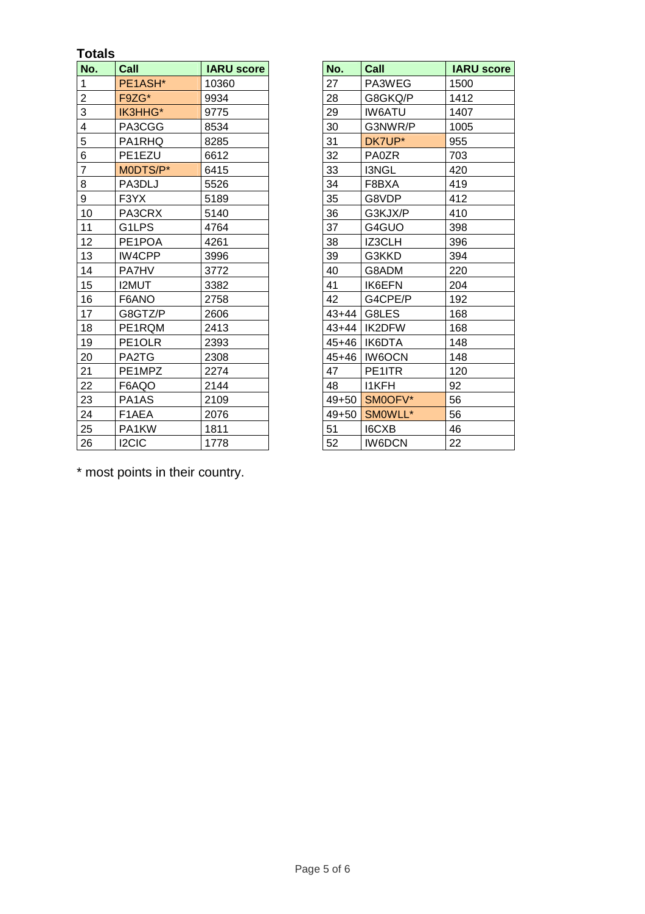**Totals**

| No. | Call | IARU score |
|---|---|---|
| 1 | PE1ASH* | 10360 |
| 2 | F9ZG* | 9934 |
| 3 | IK3HHG* | 9775 |
| 4 | PA3CGG | 8534 |
| 5 | PA1RHQ | 8285 |
| 6 | PE1EZU | 6612 |
| 7 | M0DTS/P* | 6415 |
| 8 | PA3DLJ | 5526 |
| 9 | F3YX | 5189 |
| 10 | PA3CRX | 5140 |
| 11 | G1LPS | 4764 |
| 12 | PE1POA | 4261 |
| 13 | IW4CPP | 3996 |
| 14 | PA7HV | 3772 |
| 15 | I2MUT | 3382 |
| 16 | F6ANO | 2758 |
| 17 | G8GTZ/P | 2606 |
| 18 | PE1RQM | 2413 |
| 19 | PE1OLR | 2393 |
| 20 | PA2TG | 2308 |
| 21 | PE1MPZ | 2274 |
| 22 | F6AQO | 2144 |
| 23 | PA1AS | 2109 |
| 24 | F1AEA | 2076 |
| 25 | PA1KW | 1811 |
| 26 | I2CIC | 1778 |
| 27 | PA3WEG | 1500 |
| 28 | G8GKQ/P | 1412 |
| 29 | IW6ATU | 1407 |
| 30 | G3NWR/P | 1005 |
| 31 | DK7UP* | 955 |
| 32 | PA0ZR | 703 |
| 33 | I3NGL | 420 |
| 34 | F8BXA | 419 |
| 35 | G8VDP | 412 |
| 36 | G3KJX/P | 410 |
| 37 | G4GUO | 398 |
| 38 | IZ3CLH | 396 |
| 39 | G3KKD | 394 |
| 40 | G8ADM | 220 |
| 41 | IK6EFN | 204 |
| 42 | G4CPE/P | 192 |
| 43+44 | G8LES | 168 |
| 43+44 | IK2DFW | 168 |
| 45+46 | IK6DTA | 148 |
| 45+46 | IW6OCN | 148 |
| 47 | PE1ITR | 120 |
| 48 | I1KFH | 92 |
| 49+50 | SM0OFV* | 56 |
| 49+50 | SM0WLL* | 56 |
| 51 | I6CXB | 46 |
| 52 | IW6DCN | 22 |

* most points in their country.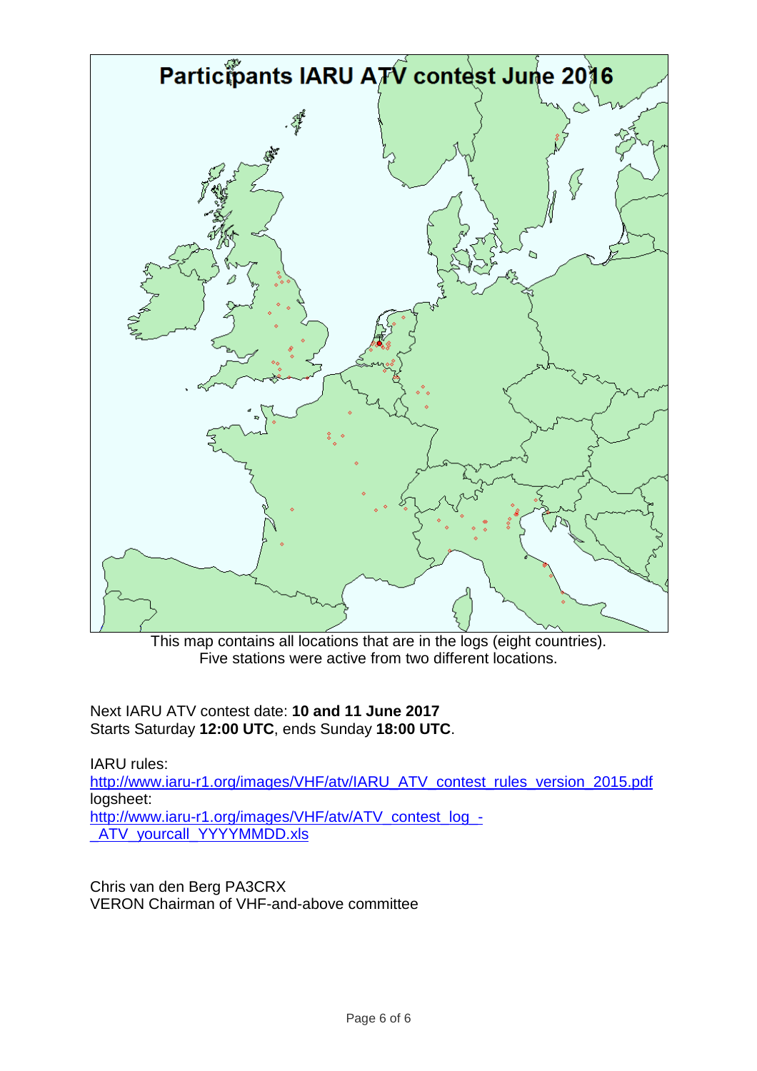Participants IARU ATV contest June 2016

This map contains all locations that are in the logs (eight countries).
Five stations were active from two different locations.

Next IARU ATV contest date: **10 and 11 June 2017**
Starts Saturday **12:00 UTC**, ends Sunday **18:00 UTC**.

IARU rules:
http://www.iaru-r1.org/images/VHF/atv/IARU_ATV_contest_rules_version_2015.pdf
logsheet:
http://www.iaru-r1.org/images/VHF/atv/ATV_contest_log_-_ATV_yourcall_YYYYMMDD.xls

Chris van den Berg PA3CRX
VERON Chairman of VHF-and-above committee